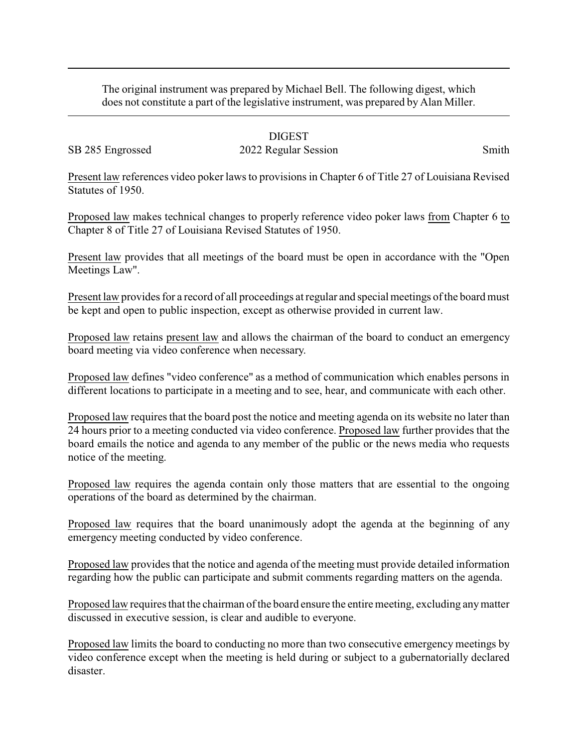The original instrument was prepared by Michael Bell. The following digest, which does not constitute a part of the legislative instrument, was prepared by Alan Miller.

DIGEST

SB 285 Engrossed 2022 Regular Session Smith

Present law references video poker laws to provisions in Chapter 6 of Title 27 of Louisiana Revised Statutes of 1950.

Proposed law makes technical changes to properly reference video poker laws from Chapter 6 to Chapter 8 of Title 27 of Louisiana Revised Statutes of 1950.

Present law provides that all meetings of the board must be open in accordance with the "Open Meetings Law".

Present law provides for a record of all proceedings at regular and special meetings of the board must be kept and open to public inspection, except as otherwise provided in current law.

Proposed law retains present law and allows the chairman of the board to conduct an emergency board meeting via video conference when necessary.

Proposed law defines "video conference" as a method of communication which enables persons in different locations to participate in a meeting and to see, hear, and communicate with each other.

Proposed law requires that the board post the notice and meeting agenda on its website no later than 24 hours prior to a meeting conducted via video conference. Proposed law further provides that the board emails the notice and agenda to any member of the public or the news media who requests notice of the meeting.

Proposed law requires the agenda contain only those matters that are essential to the ongoing operations of the board as determined by the chairman.

Proposed law requires that the board unanimously adopt the agenda at the beginning of any emergency meeting conducted by video conference.

Proposed law provides that the notice and agenda of the meeting must provide detailed information regarding how the public can participate and submit comments regarding matters on the agenda.

Proposed law requires that the chairman of the board ensure the entire meeting, excluding any matter discussed in executive session, is clear and audible to everyone.

Proposed law limits the board to conducting no more than two consecutive emergency meetings by video conference except when the meeting is held during or subject to a gubernatorially declared disaster.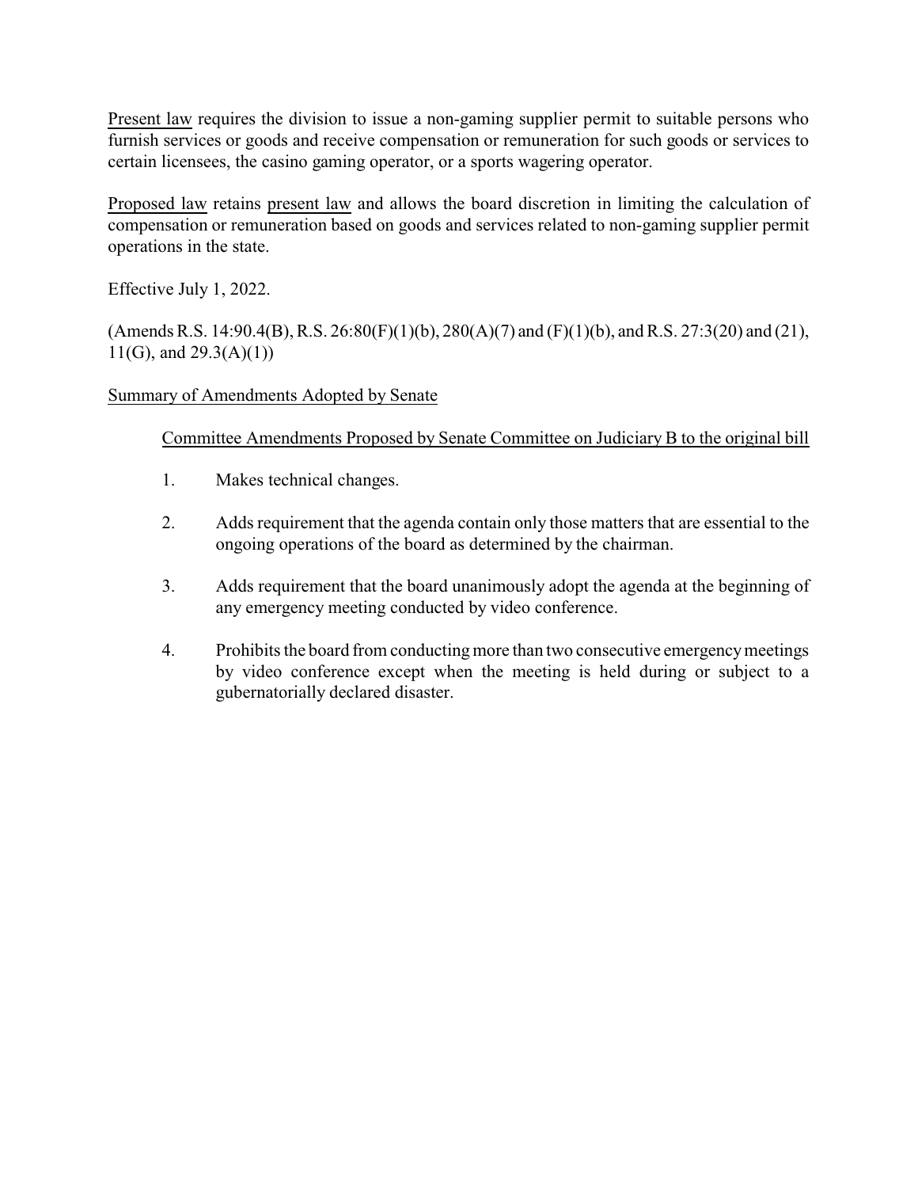Present law requires the division to issue a non-gaming supplier permit to suitable persons who furnish services or goods and receive compensation or remuneration for such goods or services to certain licensees, the casino gaming operator, or a sports wagering operator.

Proposed law retains present law and allows the board discretion in limiting the calculation of compensation or remuneration based on goods and services related to non-gaming supplier permit operations in the state.

Effective July 1, 2022.

(Amends R.S. 14:90.4(B), R.S. 26:80(F)(1)(b), 280(A)(7) and (F)(1)(b), and R.S. 27:3(20) and (21), 11(G), and 29.3(A)(1))

Summary of Amendments Adopted by Senate

Committee Amendments Proposed by Senate Committee on Judiciary B to the original bill

1. Makes technical changes.

2. Adds requirement that the agenda contain only those matters that are essential to the ongoing operations of the board as determined by the chairman.

3. Adds requirement that the board unanimously adopt the agenda at the beginning of any emergency meeting conducted by video conference.

4. Prohibits the board from conducting more than two consecutive emergency meetings by video conference except when the meeting is held during or subject to a gubernatorially declared disaster.